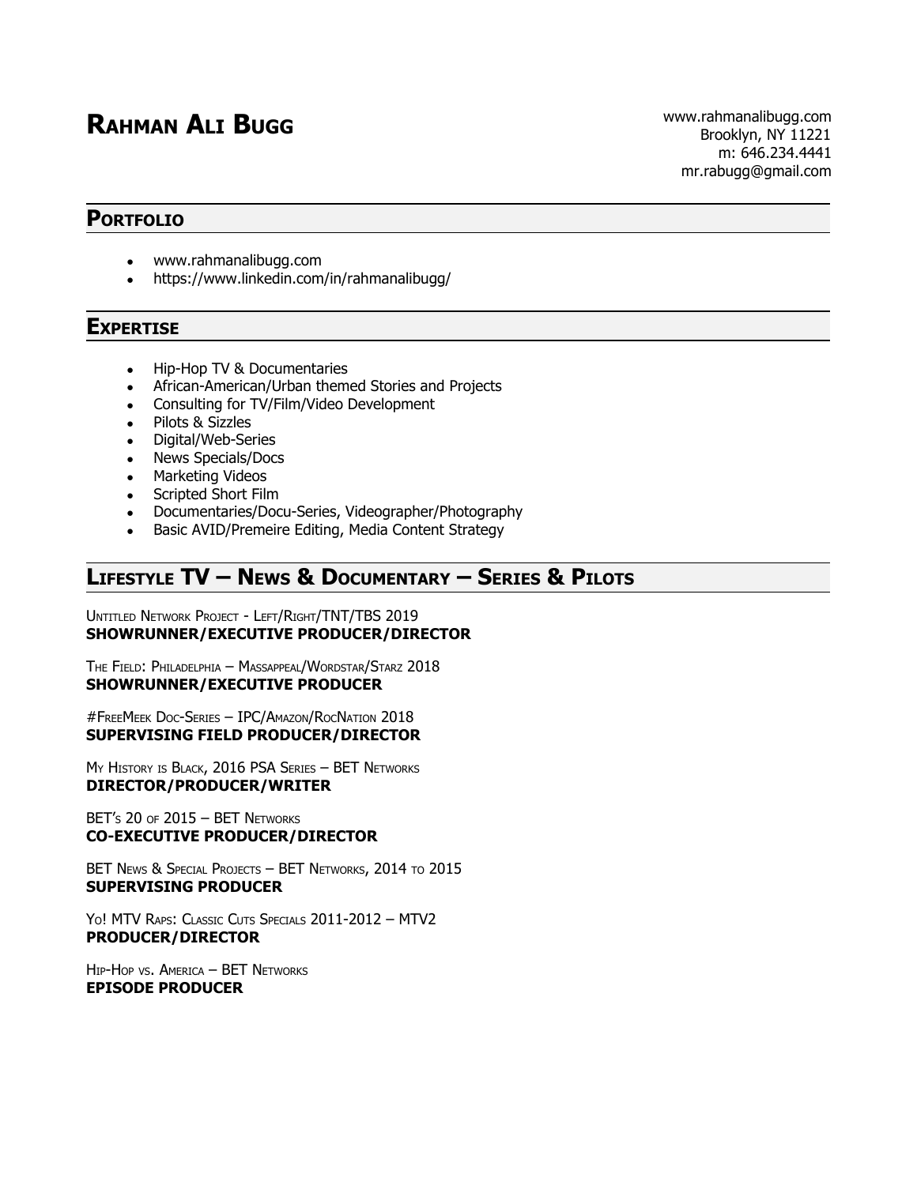# Rahman Ali Bugg

www.rahmanalibugg.com
Brooklyn, NY 11221
m: 646.234.4441
mr.rabugg@gmail.com

## Portfolio

- www.rahmanalibugg.com
- https://www.linkedin.com/in/rahmanalibugg/

## Expertise

- Hip-Hop TV & Documentaries
- African-American/Urban themed Stories and Projects
- Consulting for TV/Film/Video Development
- Pilots & Sizzles
- Digital/Web-Series
- News Specials/Docs
- Marketing Videos
- Scripted Short Film
- Documentaries/Docu-Series, Videographer/Photography
- Basic AVID/Premeire Editing, Media Content Strategy

## Lifestyle TV – News & Documentary – Series & Pilots

Untitled Network Project - Left/Right/TNT/TBS 2019
**SHOWRUNNER/EXECUTIVE PRODUCER/DIRECTOR**

The Field: Philadelphia – Massappeal/Wordstar/Starz 2018
**SHOWRUNNER/EXECUTIVE PRODUCER**

#FreeMeek Doc-Series – IPC/Amazon/RocNation 2018
**SUPERVISING FIELD PRODUCER/DIRECTOR**

My History is Black, 2016 PSA Series – BET Networks
**DIRECTOR/PRODUCER/WRITER**

BET's 20 of 2015 – BET Networks
**CO-EXECUTIVE PRODUCER/DIRECTOR**

BET News & Special Projects – BET Networks, 2014 to 2015
**SUPERVISING PRODUCER**

Yo! MTV Raps: Classic Cuts Specials 2011-2012 – MTV2
**PRODUCER/DIRECTOR**

Hip-Hop vs. America – BET Networks
**EPISODE PRODUCER**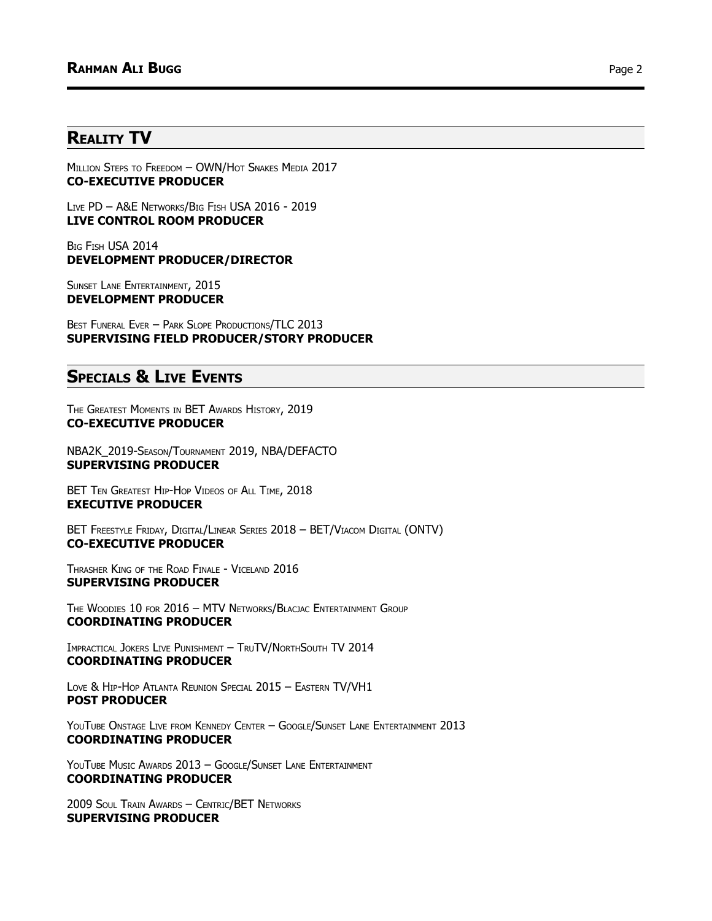## Reality TV

Million Steps to Freedom – OWN/Hot Snakes Media 2017
**CO-EXECUTIVE PRODUCER**

Live PD – A&E Networks/Big Fish USA 2016 - 2019
**LIVE CONTROL ROOM PRODUCER**

Big Fish USA 2014
**DEVELOPMENT PRODUCER/DIRECTOR**

Sunset Lane Entertainment, 2015
**DEVELOPMENT PRODUCER**

Best Funeral Ever – Park Slope Productions/TLC 2013
**SUPERVISING FIELD PRODUCER/STORY PRODUCER**

## Specials & Live Events

The Greatest Moments in BET Awards History, 2019
**CO-EXECUTIVE PRODUCER**

NBA2K_2019-Season/Tournament 2019, NBA/DEFACTO
**SUPERVISING PRODUCER**

BET Ten Greatest Hip-Hop Videos of All Time, 2018
**EXECUTIVE PRODUCER**

BET Freestyle Friday, Digital/Linear Series 2018 – BET/Viacom Digital (ONTV)
**CO-EXECUTIVE PRODUCER**

Thrasher King of the Road Finale - Viceland 2016
**SUPERVISING PRODUCER**

The Woodies 10 for 2016 – MTV Networks/Blacjac Entertainment Group
**COORDINATING PRODUCER**

Impractical Jokers Live Punishment – TruTV/NorthSouth TV 2014
**COORDINATING PRODUCER**

Love & Hip-Hop Atlanta Reunion Special 2015 – Eastern TV/VH1
**POST PRODUCER**

YouTube Onstage Live from Kennedy Center – Google/Sunset Lane Entertainment 2013
**COORDINATING PRODUCER**

YouTube Music Awards 2013 – Google/Sunset Lane Entertainment
**COORDINATING PRODUCER**

2009 Soul Train Awards – Centric/BET Networks
**SUPERVISING PRODUCER**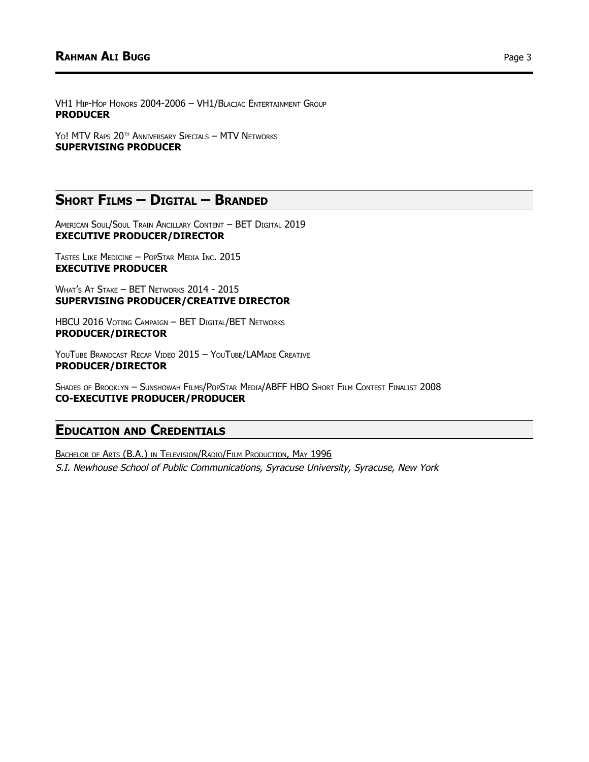VH1 Hip-Hop Honors 2004-2006 – VH1/Blacjac Entertainment Group
**PRODUCER**

Yo! MTV Raps 20th Anniversary Specials – MTV Networks
**SUPERVISING PRODUCER**

## Short Films – Digital – Branded

American Soul/Soul Train Ancillary Content – BET Digital 2019
**EXECUTIVE PRODUCER/DIRECTOR**

Tastes Like Medicine – PopStar Media Inc. 2015
**EXECUTIVE PRODUCER**

What's At Stake – BET Networks 2014 - 2015
**SUPERVISING PRODUCER/CREATIVE DIRECTOR**

HBCU 2016 Voting Campaign – BET Digital/BET Networks
**PRODUCER/DIRECTOR**

YouTube Brandcast Recap Video 2015 – YouTube/LAMade Creative
**PRODUCER/DIRECTOR**

Shades of Brooklyn – Sunshowah Films/PopStar Media/ABFF HBO Short Film Contest Finalist 2008
**CO-EXECUTIVE PRODUCER/PRODUCER**

## Education and Credentials

Bachelor of Arts (B.A.) in Television/Radio/Film Production, May 1996
*S.I. Newhouse School of Public Communications, Syracuse University, Syracuse, New York*